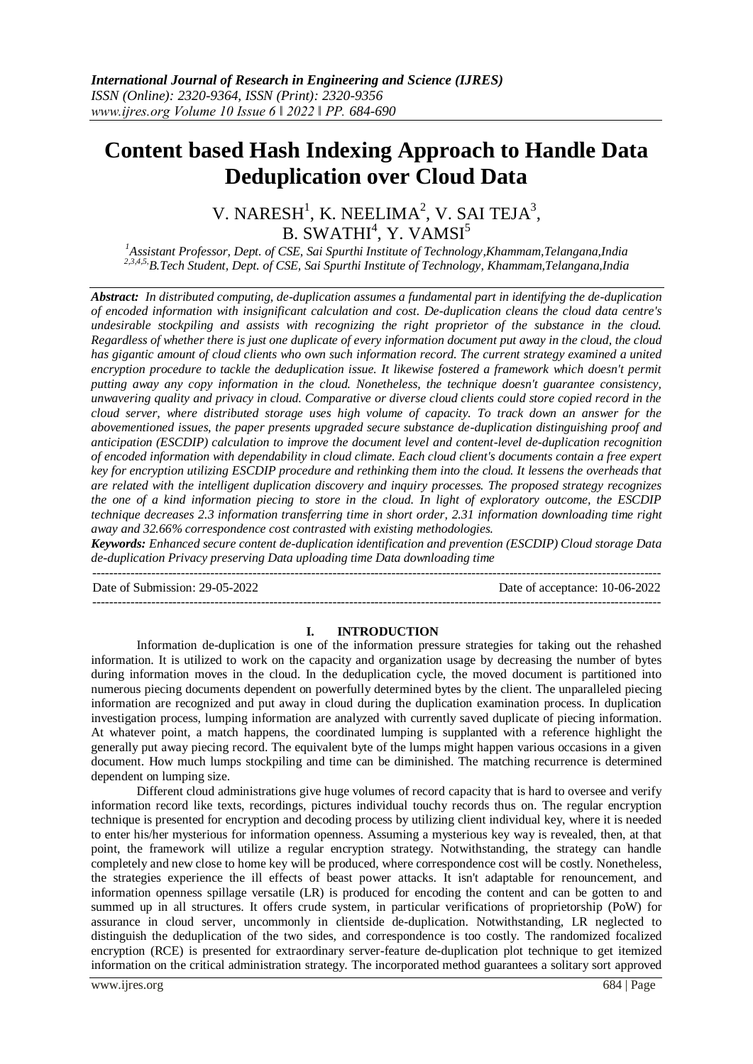# Content based Hash Indexing Approach to Handle Data Deduplication over Cloud Data

V. NARESH[1], K. NEELIMA[2], V. SAI TEJA[3], B. SWATHI[4], Y. VAMSI[5]

[1]*Assistant Professor, Dept. of CSE, Sai Spurthi Institute of Technology,Khammam,Telangana,India*
[2,3,4,5,]*B.Tech Student, Dept. of CSE, Sai Spurthi Institute of Technology, Khammam,Telangana,India*

***Abstract:*** *In distributed computing, de-duplication assumes a fundamental part in identifying the de-duplication of encoded information with insignificant calculation and cost. De-duplication cleans the cloud data centre's undesirable stockpiling and assists with recognizing the right proprietor of the substance in the cloud. Regardless of whether there is just one duplicate of every information document put away in the cloud, the cloud has gigantic amount of cloud clients who own such information record. The current strategy examined a united encryption procedure to tackle the deduplication issue. It likewise fostered a framework which doesn't permit putting away any copy information in the cloud. Nonetheless, the technique doesn't guarantee consistency, unwavering quality and privacy in cloud. Comparative or diverse cloud clients could store copied record in the cloud server, where distributed storage uses high volume of capacity. To track down an answer for the abovementioned issues, the paper presents upgraded secure substance de-duplication distinguishing proof and anticipation (ESCDIP) calculation to improve the document level and content-level de-duplication recognition of encoded information with dependability in cloud climate. Each cloud client's documents contain a free expert key for encryption utilizing ESCDIP procedure and rethinking them into the cloud. It lessens the overheads that are related with the intelligent duplication discovery and inquiry processes. The proposed strategy recognizes the one of a kind information piecing to store in the cloud. In light of exploratory outcome, the ESCDIP technique decreases 2.3 information transferring time in short order, 2.31 information downloading time right away and 32.66% correspondence cost contrasted with existing methodologies.*

***Keywords:*** *Enhanced secure content de-duplication identification and prevention (ESCDIP) Cloud storage Data de-duplication Privacy preserving Data uploading time Data downloading time*

Date of Submission: 29-05-2022 | Date of acceptance: 10-06-2022

## I. INTRODUCTION

Information de-duplication is one of the information pressure strategies for taking out the rehashed information. It is utilized to work on the capacity and organization usage by decreasing the number of bytes during information moves in the cloud. In the deduplication cycle, the moved document is partitioned into numerous piecing documents dependent on powerfully determined bytes by the client. The unparalleled piecing information are recognized and put away in cloud during the duplication examination process. In duplication investigation process, lumping information are analyzed with currently saved duplicate of piecing information. At whatever point, a match happens, the coordinated lumping is supplanted with a reference highlight the generally put away piecing record. The equivalent byte of the lumps might happen various occasions in a given document. How much lumps stockpiling and time can be diminished. The matching recurrence is determined dependent on lumping size.

Different cloud administrations give huge volumes of record capacity that is hard to oversee and verify information record like texts, recordings, pictures individual touchy records thus on. The regular encryption technique is presented for encryption and decoding process by utilizing client individual key, where it is needed to enter his/her mysterious for information openness. Assuming a mysterious key way is revealed, then, at that point, the framework will utilize a regular encryption strategy. Notwithstanding, the strategy can handle completely and new close to home key will be produced, where correspondence cost will be costly. Nonetheless, the strategies experience the ill effects of beast power attacks. It isn't adaptable for renouncement, and information openness spillage versatile (LR) is produced for encoding the content and can be gotten to and summed up in all structures. It offers crude system, in particular verifications of proprietorship (PoW) for assurance in cloud server, uncommonly in clientside de-duplication. Notwithstanding, LR neglected to distinguish the deduplication of the two sides, and correspondence is too costly. The randomized focalized encryption (RCE) is presented for extraordinary server-feature de-duplication plot technique to get itemized information on the critical administration strategy. The incorporated method guarantees a solitary sort approved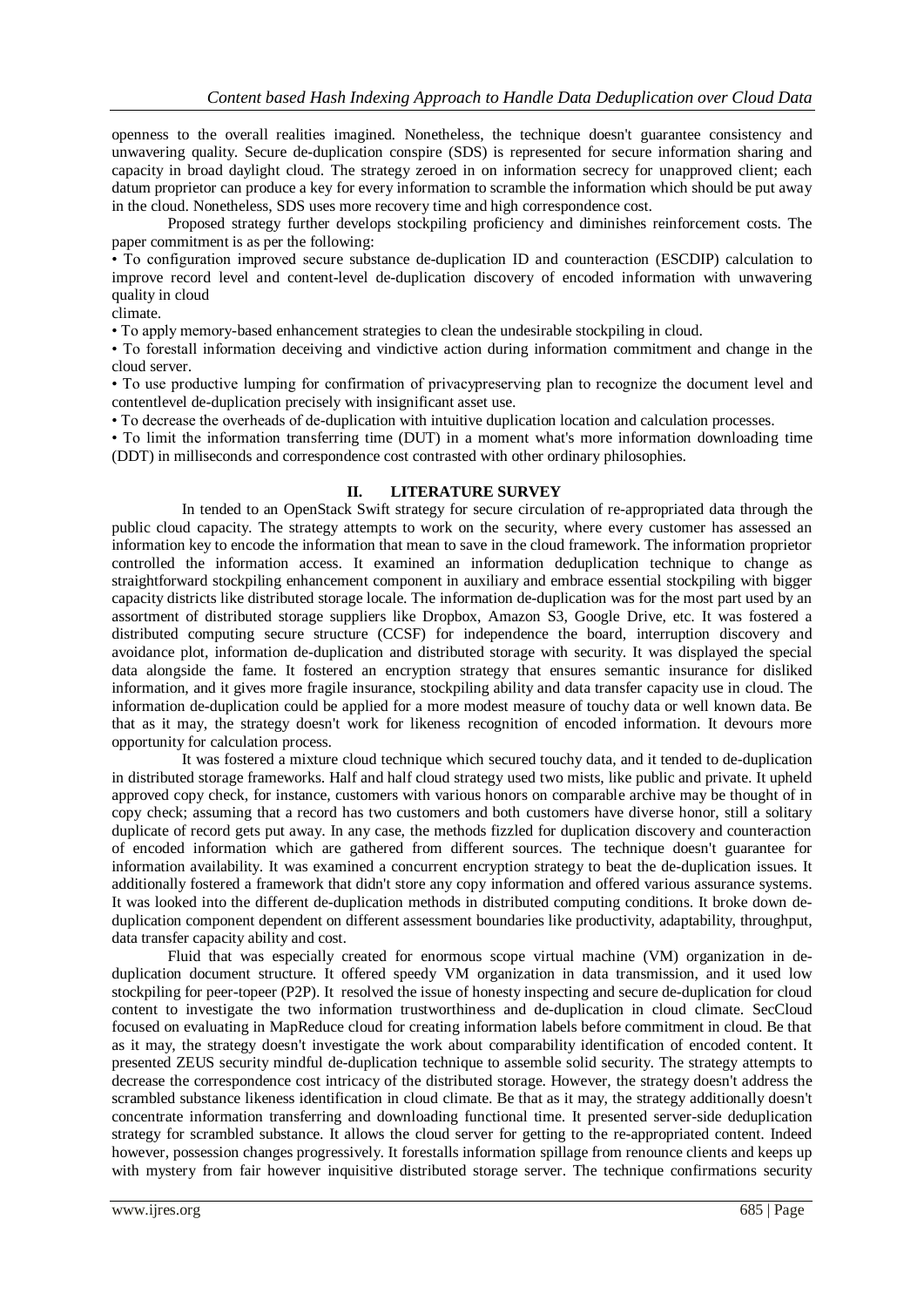openness to the overall realities imagined. Nonetheless, the technique doesn't guarantee consistency and unwavering quality. Secure de-duplication conspire (SDS) is represented for secure information sharing and capacity in broad daylight cloud. The strategy zeroed in on information secrecy for unapproved client; each datum proprietor can produce a key for every information to scramble the information which should be put away in the cloud. Nonetheless, SDS uses more recovery time and high correspondence cost.

Proposed strategy further develops stockpiling proficiency and diminishes reinforcement costs. The paper commitment is as per the following:

- To configuration improved secure substance de-duplication ID and counteraction (ESCDIP) calculation to improve record level and content-level de-duplication discovery of encoded information with unwavering quality in cloud climate.
- To apply memory-based enhancement strategies to clean the undesirable stockpiling in cloud.
- To forestall information deceiving and vindictive action during information commitment and change in the cloud server.
- To use productive lumping for confirmation of privacypreserving plan to recognize the document level and contentlevel de-duplication precisely with insignificant asset use.
- To decrease the overheads of de-duplication with intuitive duplication location and calculation processes.
- To limit the information transferring time (DUT) in a moment what's more information downloading time (DDT) in milliseconds and correspondence cost contrasted with other ordinary philosophies.

## II. LITERATURE SURVEY

In tended to an OpenStack Swift strategy for secure circulation of re-appropriated data through the public cloud capacity. The strategy attempts to work on the security, where every customer has assessed an information key to encode the information that mean to save in the cloud framework. The information proprietor controlled the information access. It examined an information deduplication technique to change as straightforward stockpiling enhancement component in auxiliary and embrace essential stockpiling with bigger capacity districts like distributed storage locale. The information de-duplication was for the most part used by an assortment of distributed storage suppliers like Dropbox, Amazon S3, Google Drive, etc. It was fostered a distributed computing secure structure (CCSF) for independence the board, interruption discovery and avoidance plot, information de-duplication and distributed storage with security. It was displayed the special data alongside the fame. It fostered an encryption strategy that ensures semantic insurance for disliked information, and it gives more fragile insurance, stockpiling ability and data transfer capacity use in cloud. The information de-duplication could be applied for a more modest measure of touchy data or well known data. Be that as it may, the strategy doesn't work for likeness recognition of encoded information. It devours more opportunity for calculation process.

It was fostered a mixture cloud technique which secured touchy data, and it tended to de-duplication in distributed storage frameworks. Half and half cloud strategy used two mists, like public and private. It upheld approved copy check, for instance, customers with various honors on comparable archive may be thought of in copy check; assuming that a record has two customers and both customers have diverse honor, still a solitary duplicate of record gets put away. In any case, the methods fizzled for duplication discovery and counteraction of encoded information which are gathered from different sources. The technique doesn't guarantee for information availability. It was examined a concurrent encryption strategy to beat the de-duplication issues. It additionally fostered a framework that didn't store any copy information and offered various assurance systems. It was looked into the different de-duplication methods in distributed computing conditions. It broke down de-duplication component dependent on different assessment boundaries like productivity, adaptability, throughput, data transfer capacity ability and cost.

Fluid that was especially created for enormous scope virtual machine (VM) organization in de-duplication document structure. It offered speedy VM organization in data transmission, and it used low stockpiling for peer-topeer (P2P). It resolved the issue of honesty inspecting and secure de-duplication for cloud content to investigate the two information trustworthiness and de-duplication in cloud climate. SecCloud focused on evaluating in MapReduce cloud for creating information labels before commitment in cloud. Be that as it may, the strategy doesn't investigate the work about comparability identification of encoded content. It presented ZEUS security mindful de-duplication technique to assemble solid security. The strategy attempts to decrease the correspondence cost intricacy of the distributed storage. However, the strategy doesn't address the scrambled substance likeness identification in cloud climate. Be that as it may, the strategy additionally doesn't concentrate information transferring and downloading functional time. It presented server-side deduplication strategy for scrambled substance. It allows the cloud server for getting to the re-appropriated content. Indeed however, possession changes progressively. It forestalls information spillage from renounce clients and keeps up with mystery from fair however inquisitive distributed storage server. The technique confirmations security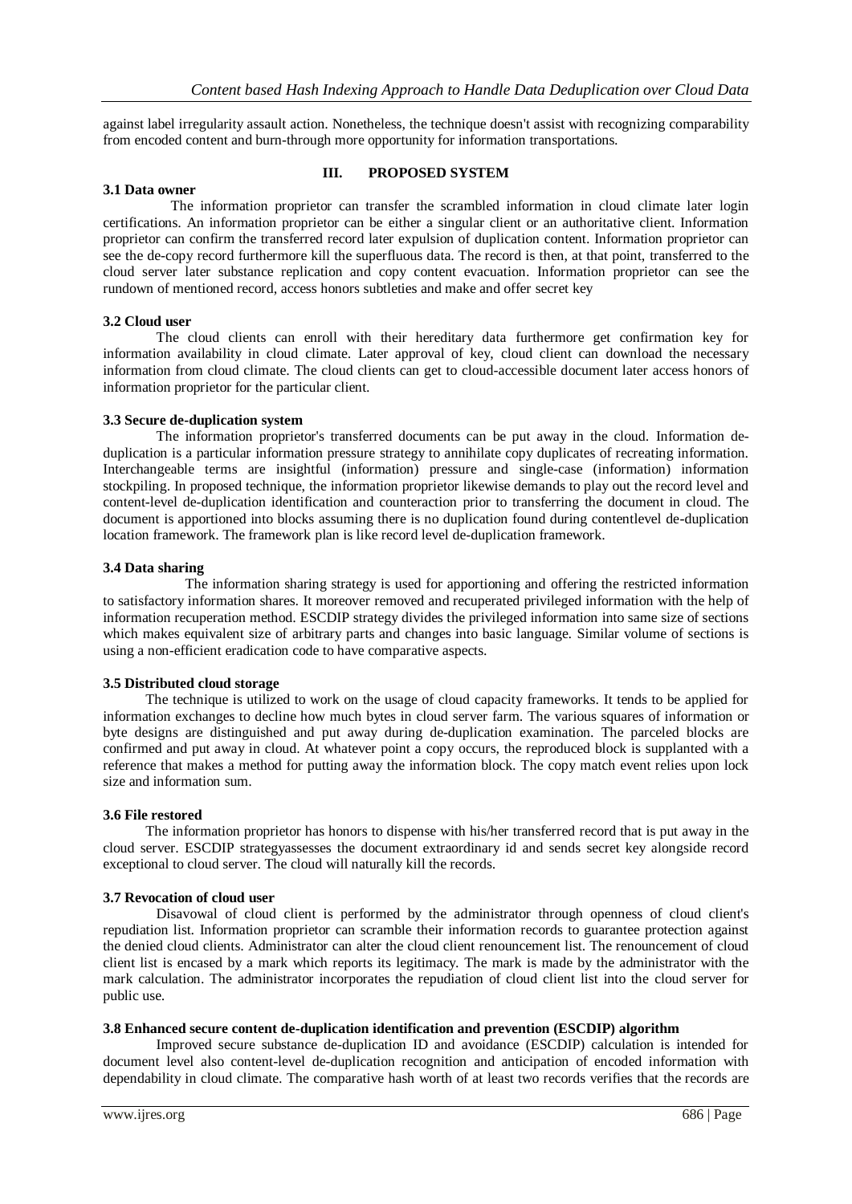against label irregularity assault action. Nonetheless, the technique doesn't assist with recognizing comparability from encoded content and burn-through more opportunity for information transportations.

## III. PROPOSED SYSTEM

### 3.1 Data owner

The information proprietor can transfer the scrambled information in cloud climate later login certifications. An information proprietor can be either a singular client or an authoritative client. Information proprietor can confirm the transferred record later expulsion of duplication content. Information proprietor can see the de-copy record furthermore kill the superfluous data. The record is then, at that point, transferred to the cloud server later substance replication and copy content evacuation. Information proprietor can see the rundown of mentioned record, access honors subtleties and make and offer secret key

### 3.2 Cloud user

The cloud clients can enroll with their hereditary data furthermore get confirmation key for information availability in cloud climate. Later approval of key, cloud client can download the necessary information from cloud climate. The cloud clients can get to cloud-accessible document later access honors of information proprietor for the particular client.

### 3.3 Secure de-duplication system

The information proprietor's transferred documents can be put away in the cloud. Information de-duplication is a particular information pressure strategy to annihilate copy duplicates of recreating information. Interchangeable terms are insightful (information) pressure and single-case (information) information stockpiling. In proposed technique, the information proprietor likewise demands to play out the record level and content-level de-duplication identification and counteraction prior to transferring the document in cloud. The document is apportioned into blocks assuming there is no duplication found during contentlevel de-duplication location framework. The framework plan is like record level de-duplication framework.

### 3.4 Data sharing

The information sharing strategy is used for apportioning and offering the restricted information to satisfactory information shares. It moreover removed and recuperated privileged information with the help of information recuperation method. ESCDIP strategy divides the privileged information into same size of sections which makes equivalent size of arbitrary parts and changes into basic language. Similar volume of sections is using a non-efficient eradication code to have comparative aspects.

### 3.5 Distributed cloud storage

The technique is utilized to work on the usage of cloud capacity frameworks. It tends to be applied for information exchanges to decline how much bytes in cloud server farm. The various squares of information or byte designs are distinguished and put away during de-duplication examination. The parceled blocks are confirmed and put away in cloud. At whatever point a copy occurs, the reproduced block is supplanted with a reference that makes a method for putting away the information block. The copy match event relies upon lock size and information sum.

### 3.6 File restored

The information proprietor has honors to dispense with his/her transferred record that is put away in the cloud server. ESCDIP strategyassesses the document extraordinary id and sends secret key alongside record exceptional to cloud server. The cloud will naturally kill the records.

### 3.7 Revocation of cloud user

Disavowal of cloud client is performed by the administrator through openness of cloud client's repudiation list. Information proprietor can scramble their information records to guarantee protection against the denied cloud clients. Administrator can alter the cloud client renouncement list. The renouncement of cloud client list is encased by a mark which reports its legitimacy. The mark is made by the administrator with the mark calculation. The administrator incorporates the repudiation of cloud client list into the cloud server for public use.

### 3.8 Enhanced secure content de-duplication identification and prevention (ESCDIP) algorithm

Improved secure substance de-duplication ID and avoidance (ESCDIP) calculation is intended for document level also content-level de-duplication recognition and anticipation of encoded information with dependability in cloud climate. The comparative hash worth of at least two records verifies that the records are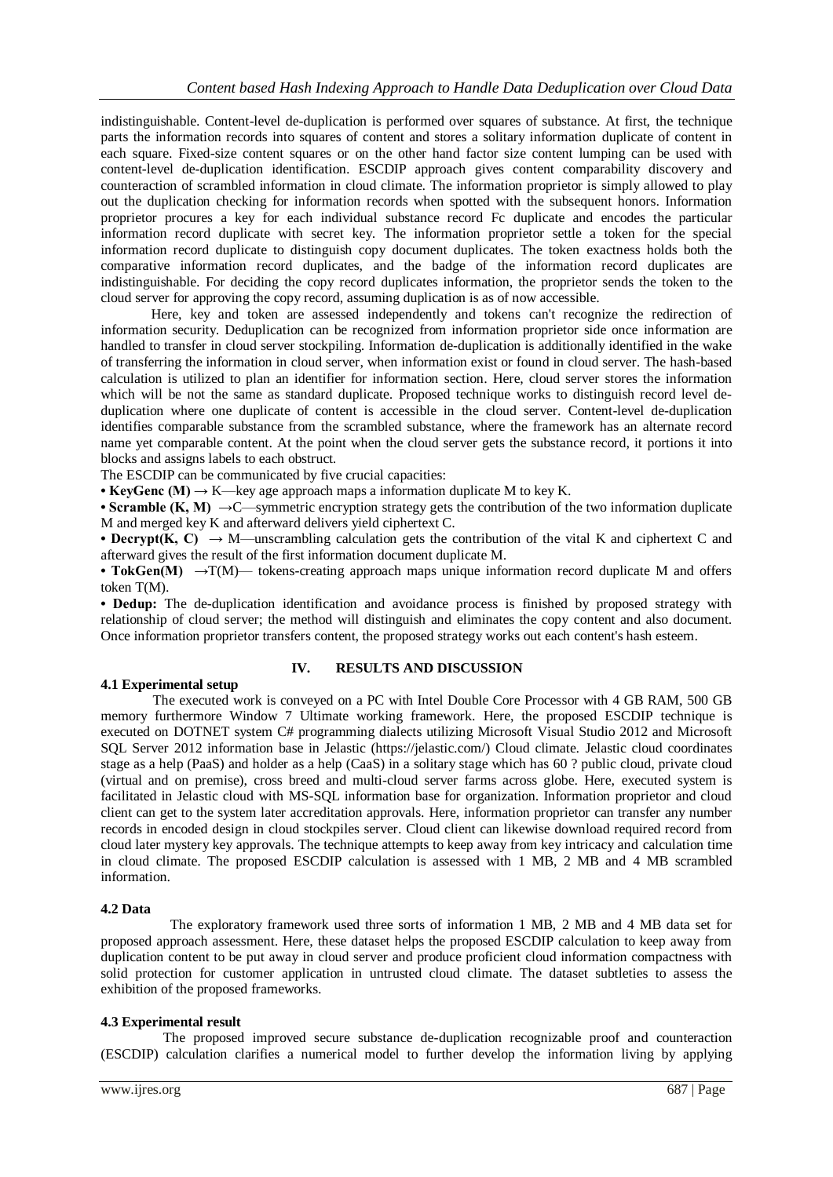indistinguishable. Content-level de-duplication is performed over squares of substance. At first, the technique parts the information records into squares of content and stores a solitary information duplicate of content in each square. Fixed-size content squares or on the other hand factor size content lumping can be used with content-level de-duplication identification. ESCDIP approach gives content comparability discovery and counteraction of scrambled information in cloud climate. The information proprietor is simply allowed to play out the duplication checking for information records when spotted with the subsequent honors. Information proprietor procures a key for each individual substance record Fc duplicate and encodes the particular information record duplicate with secret key. The information proprietor settle a token for the special information record duplicate to distinguish copy document duplicates. The token exactness holds both the comparative information record duplicates, and the badge of the information record duplicates are indistinguishable. For deciding the copy record duplicates information, the proprietor sends the token to the cloud server for approving the copy record, assuming duplication is as of now accessible.

Here, key and token are assessed independently and tokens can't recognize the redirection of information security. Deduplication can be recognized from information proprietor side once information are handled to transfer in cloud server stockpiling. Information de-duplication is additionally identified in the wake of transferring the information in cloud server, when information exist or found in cloud server. The hash-based calculation is utilized to plan an identifier for information section. Here, cloud server stores the information which will be not the same as standard duplicate. Proposed technique works to distinguish record level de-duplication where one duplicate of content is accessible in the cloud server. Content-level de-duplication identifies comparable substance from the scrambled substance, where the framework has an alternate record name yet comparable content. At the point when the cloud server gets the substance record, it portions it into blocks and assigns labels to each obstruct.

The ESCDIP can be communicated by five crucial capacities:

- **KeyGenc (M)** → K—key age approach maps a information duplicate M to key K.
- **Scramble (K, M)** →C—symmetric encryption strategy gets the contribution of the two information duplicate M and merged key K and afterward delivers yield ciphertext C.
- **Decrypt(K, C)** → M—unscrambling calculation gets the contribution of the vital K and ciphertext C and afterward gives the result of the first information document duplicate M.
- **TokGen(M)** →T(M)— tokens-creating approach maps unique information record duplicate M and offers token T(M).
- **Dedup:** The de-duplication identification and avoidance process is finished by proposed strategy with relationship of cloud server; the method will distinguish and eliminates the copy content and also document. Once information proprietor transfers content, the proposed strategy works out each content's hash esteem.

## IV. RESULTS AND DISCUSSION

### 4.1 Experimental setup

The executed work is conveyed on a PC with Intel Double Core Processor with 4 GB RAM, 500 GB memory furthermore Window 7 Ultimate working framework. Here, the proposed ESCDIP technique is executed on DOTNET system C# programming dialects utilizing Microsoft Visual Studio 2012 and Microsoft SQL Server 2012 information base in Jelastic (https://jelastic.com/) Cloud climate. Jelastic cloud coordinates stage as a help (PaaS) and holder as a help (CaaS) in a solitary stage which has 60 ? public cloud, private cloud (virtual and on premise), cross breed and multi-cloud server farms across globe. Here, executed system is facilitated in Jelastic cloud with MS-SQL information base for organization. Information proprietor and cloud client can get to the system later accreditation approvals. Here, information proprietor can transfer any number records in encoded design in cloud stockpiles server. Cloud client can likewise download required record from cloud later mystery key approvals. The technique attempts to keep away from key intricacy and calculation time in cloud climate. The proposed ESCDIP calculation is assessed with 1 MB, 2 MB and 4 MB scrambled information.

### 4.2 Data

The exploratory framework used three sorts of information 1 MB, 2 MB and 4 MB data set for proposed approach assessment. Here, these dataset helps the proposed ESCDIP calculation to keep away from duplication content to be put away in cloud server and produce proficient cloud information compactness with solid protection for customer application in untrusted cloud climate. The dataset subtleties to assess the exhibition of the proposed frameworks.

### 4.3 Experimental result

The proposed improved secure substance de-duplication recognizable proof and counteraction (ESCDIP) calculation clarifies a numerical model to further develop the information living by applying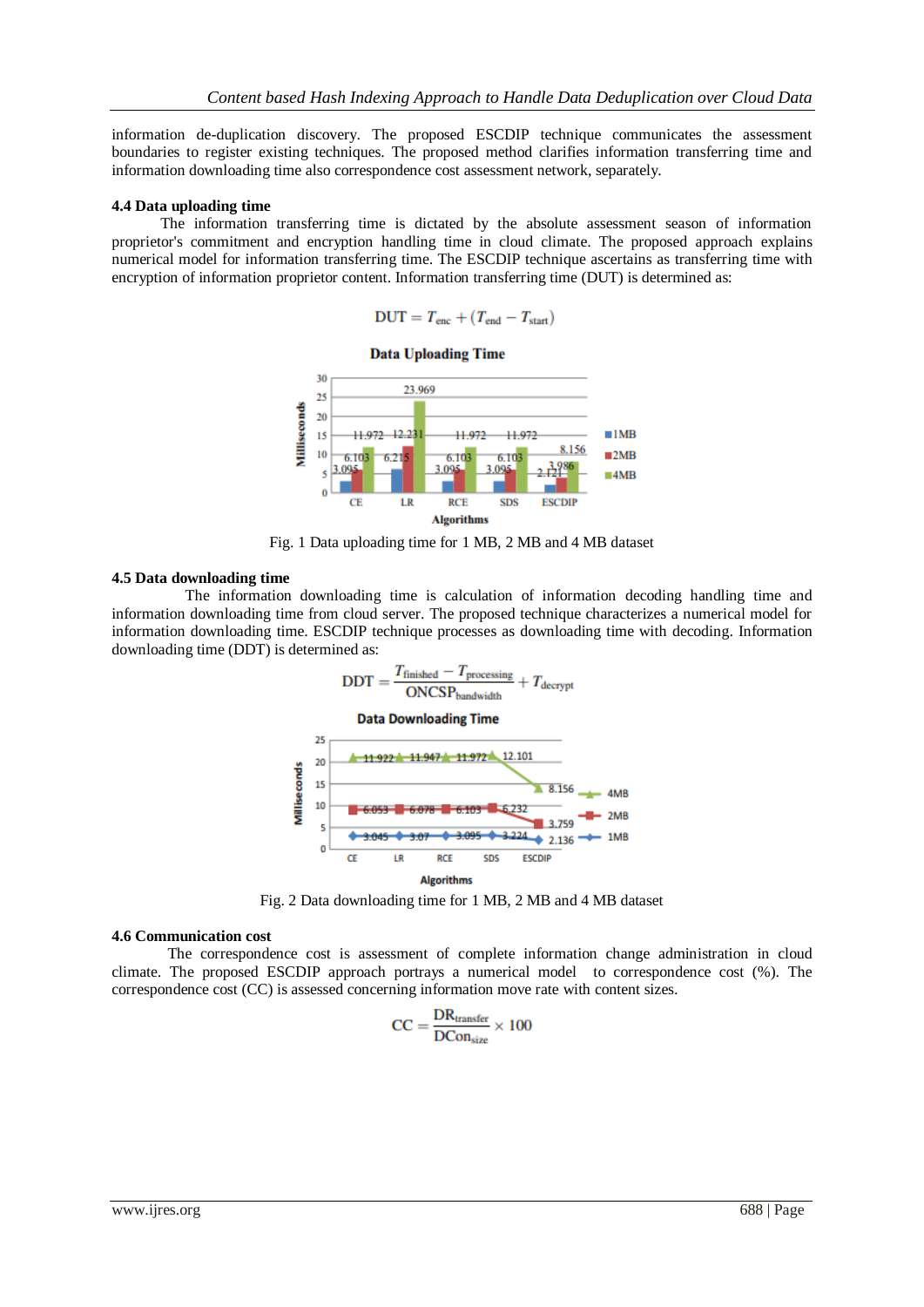information de-duplication discovery. The proposed ESCDIP technique communicates the assessment boundaries to register existing techniques. The proposed method clarifies information transferring time and information downloading time also correspondence cost assessment network, separately.

### 4.4 Data uploading time

The information transferring time is dictated by the absolute assessment season of information proprietor's commitment and encryption handling time in cloud climate. The proposed approach explains numerical model for information transferring time. The ESCDIP technique ascertains as transferring time with encryption of information proprietor content. Information transferring time (DUT) is determined as:

$$\text{DUT} = T_{\text{enc}} + (T_{\text{end}} - T_{\text{start}})$$

Fig. 1 Data uploading time for 1 MB, 2 MB and 4 MB dataset

### 4.5 Data downloading time

The information downloading time is calculation of information decoding handling time and information downloading time from cloud server. The proposed technique characterizes a numerical model for information downloading time. ESCDIP technique processes as downloading time with decoding. Information downloading time (DDT) is determined as:

$$\text{DDT} = \frac{T_{\text{finished}} - T_{\text{processing}}}{\text{ONCSP}_{\text{bandwidth}}} + T_{\text{decrypt}}$$

Fig. 2 Data downloading time for 1 MB, 2 MB and 4 MB dataset

### 4.6 Communication cost

The correspondence cost is assessment of complete information change administration in cloud climate. The proposed ESCDIP approach portrays a numerical model to correspondence cost (%). The correspondence cost (CC) is assessed concerning information move rate with content sizes.

$$\text{CC} = \frac{\text{DR}_{\text{transfer}}}{\text{DCon}_{\text{size}}} \times 100$$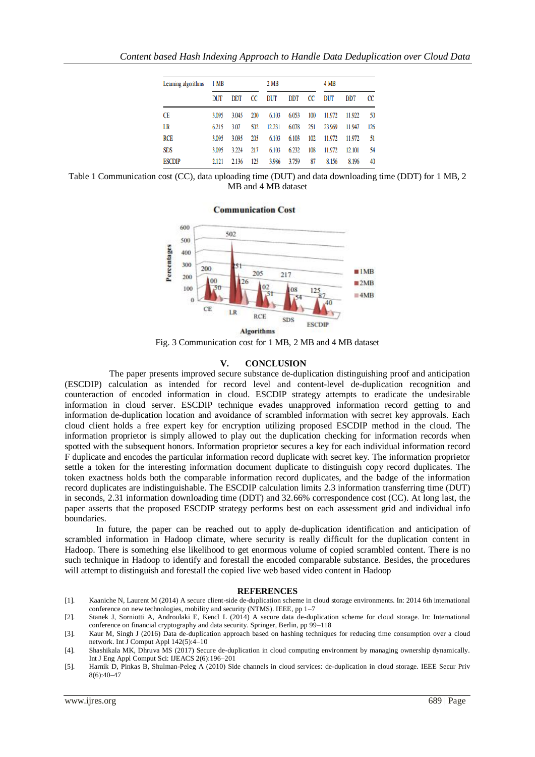| Learning algorithms | 1 MB | | | 2 MB | | | 4 MB | | |
|---|---|---|---|---|---|---|---|---|---|
| | DUT | DDT | CC | DUT | DDT | CC | DUT | DDT | CC |
| CE | 3.095 | 3.045 | 200 | 6.103 | 6.053 | 100 | 11.972 | 11.922 | 50 |
| LR | 6.215 | 3.07 | 502 | 12.231 | 6.078 | 251 | 23.969 | 11.947 | 126 |
| RCE | 3.095 | 3.095 | 205 | 6.103 | 6.103 | 102 | 11.972 | 11.972 | 51 |
| SDS | 3.095 | 3.224 | 217 | 6.103 | 6.232 | 108 | 11.972 | 12.101 | 54 |
| ESCDIP | 2.121 | 2.136 | 125 | 3.986 | 3.759 | 87 | 8.156 | 8.196 | 40 |

Table 1 Communication cost (CC), data uploading time (DUT) and data downloading time (DDT) for 1 MB, 2 MB and 4 MB dataset

Fig. 3 Communication cost for 1 MB, 2 MB and 4 MB dataset

## V. CONCLUSION

The paper presents improved secure substance de-duplication distinguishing proof and anticipation (ESCDIP) calculation as intended for record level and content-level de-duplication recognition and counteraction of encoded information in cloud. ESCDIP strategy attempts to eradicate the undesirable information in cloud server. ESCDIP technique evades unapproved information record getting to and information de-duplication location and avoidance of scrambled information with secret key approvals. Each cloud client holds a free expert key for encryption utilizing proposed ESCDIP method in the cloud. The information proprietor is simply allowed to play out the duplication checking for information records when spotted with the subsequent honors. Information proprietor secures a key for each individual information record F duplicate and encodes the particular information record duplicate with secret key. The information proprietor settle a token for the interesting information document duplicate to distinguish copy record duplicates. The token exactness holds both the comparable information record duplicates, and the badge of the information record duplicates are indistinguishable. The ESCDIP calculation limits 2.3 information transferring time (DUT) in seconds, 2.31 information downloading time (DDT) and 32.66% correspondence cost (CC). At long last, the paper asserts that the proposed ESCDIP strategy performs best on each assessment grid and individual info boundaries.

In future, the paper can be reached out to apply de-duplication identification and anticipation of scrambled information in Hadoop climate, where security is really difficult for the duplication content in Hadoop. There is something else likelihood to get enormous volume of copied scrambled content. There is no such technique in Hadoop to identify and forestall the encoded comparable substance. Besides, the procedures will attempt to distinguish and forestall the copied live web based video content in Hadoop

## REFERENCES

[1]. Kaaniche N, Laurent M (2014) A secure client-side de-duplication scheme in cloud storage environments. In: 2014 6th international conference on new technologies, mobility and security (NTMS). IEEE, pp 1–7

[2]. Stanek J, Sorniotti A, Androulaki E, Kencl L (2014) A secure data de-duplication scheme for cloud storage. In: International conference on financial cryptography and data security. Springer, Berlin, pp 99–118

[3]. Kaur M, Singh J (2016) Data de-duplication approach based on hashing techniques for reducing time consumption over a cloud network. Int J Comput Appl 142(5):4–10

[4]. Shashikala MK, Dhruva MS (2017) Secure de-duplication in cloud computing environment by managing ownership dynamically. Int J Eng Appl Comput Sci: IJEACS 2(6):196–201

[5]. Harnik D, Pinkas B, Shulman-Peleg A (2010) Side channels in cloud services: de-duplication in cloud storage. IEEE Secur Priv 8(6):40–47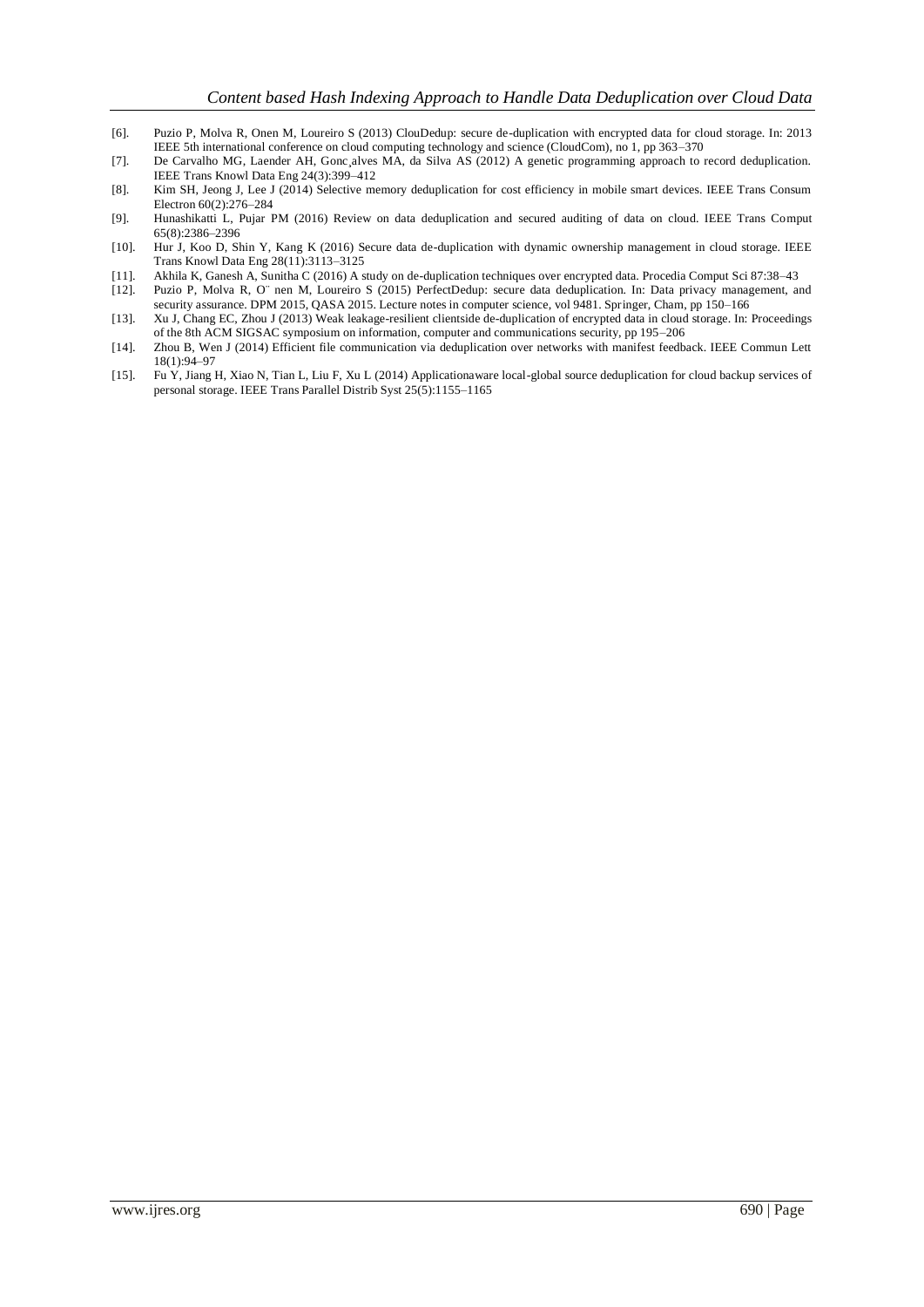[6]. Puzio P, Molva R, Onen M, Loureiro S (2013) ClouDedup: secure de-duplication with encrypted data for cloud storage. In: 2013 IEEE 5th international conference on cloud computing technology and science (CloudCom), no 1, pp 363–370

[7]. De Carvalho MG, Laender AH, Gonc¸alves MA, da Silva AS (2012) A genetic programming approach to record deduplication. IEEE Trans Knowl Data Eng 24(3):399–412

[8]. Kim SH, Jeong J, Lee J (2014) Selective memory deduplication for cost efficiency in mobile smart devices. IEEE Trans Consum Electron 60(2):276–284

[9]. Hunashikatti L, Pujar PM (2016) Review on data deduplication and secured auditing of data on cloud. IEEE Trans Comput 65(8):2386–2396

[10]. Hur J, Koo D, Shin Y, Kang K (2016) Secure data de-duplication with dynamic ownership management in cloud storage. IEEE Trans Knowl Data Eng 28(11):3113–3125

[11]. Akhila K, Ganesh A, Sunitha C (2016) A study on de-duplication techniques over encrypted data. Procedia Comput Sci 87:38–43

[12]. Puzio P, Molva R, O¨ nen M, Loureiro S (2015) PerfectDedup: secure data deduplication. In: Data privacy management, and security assurance. DPM 2015, QASA 2015. Lecture notes in computer science, vol 9481. Springer, Cham, pp 150–166

[13]. Xu J, Chang EC, Zhou J (2013) Weak leakage-resilient clientside de-duplication of encrypted data in cloud storage. In: Proceedings of the 8th ACM SIGSAC symposium on information, computer and communications security, pp 195–206

[14]. Zhou B, Wen J (2014) Efficient file communication via deduplication over networks with manifest feedback. IEEE Commun Lett 18(1):94–97

[15]. Fu Y, Jiang H, Xiao N, Tian L, Liu F, Xu L (2014) Applicationaware local-global source deduplication for cloud backup services of personal storage. IEEE Trans Parallel Distrib Syst 25(5):1155–1165